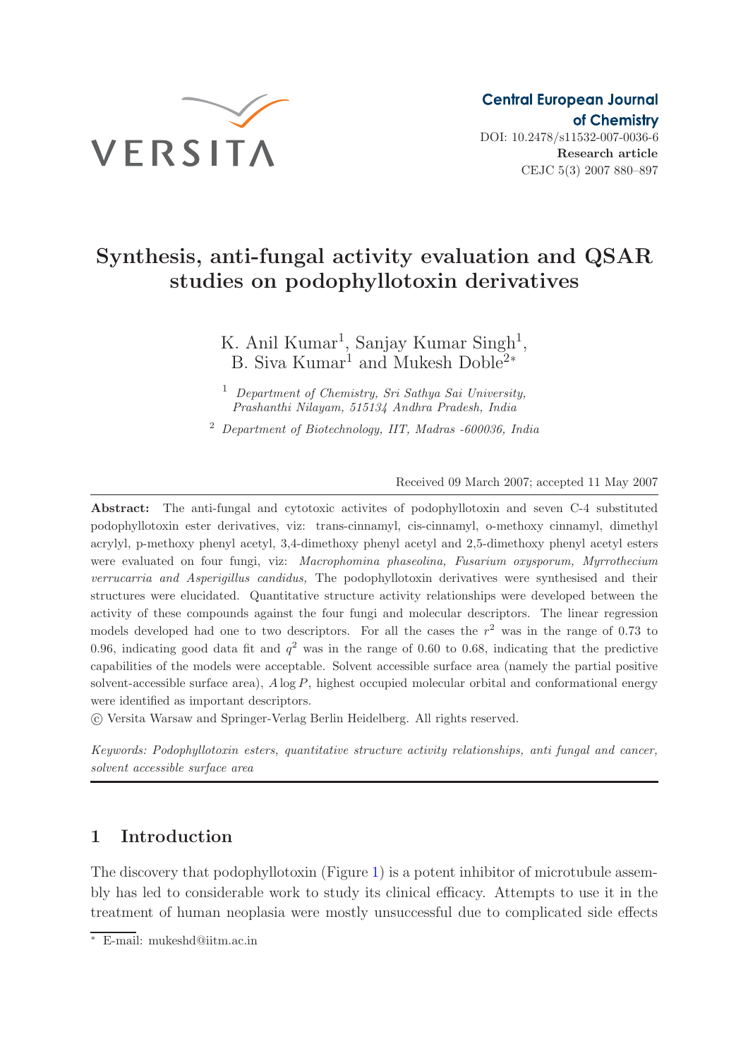Central European Journal of Chemistry

DOI: 10.2478/s11532-007-0036-6

**Research article**

# Synthesis, anti-fungal activity evaluation and QSAR studies on podophyllotoxin derivatives

K. Anil Kumar[1], Sanjay Kumar Singh[1], B. Siva Kumar[1] and Mukesh Doble[2*]

[1] *Department of Chemistry, Sri Sathya Sai University, Prashanthi Nilayam, 515134 Andhra Pradesh, India*

[2] *Department of Biotechnology, IIT, Madras -600036, India*

Received 09 March 2007; accepted 11 May 2007

**Abstract:** The anti-fungal and cytotoxic activites of podophyllotoxin and seven C-4 substituted podophyllotoxin ester derivatives, viz: trans-cinnamyl, cis-cinnamyl, o-methoxy cinnamyl, dimethyl acrylyl, p-methoxy phenyl acetyl, 3,4-dimethoxy phenyl acetyl and 2,5-dimethoxy phenyl acetyl esters were evaluated on four fungi, viz: *Macrophomina phaseolina, Fusarium oxysporum, Myrrothecium verrucarria and Asperigillus candidus,* The podophyllotoxin derivatives were synthesised and their structures were elucidated. Quantitative structure activity relationships were developed between the activity of these compounds against the four fungi and molecular descriptors. The linear regression models developed had one to two descriptors. For all the cases the $r^2$ was in the range of 0.73 to 0.96, indicating good data fit and $q^2$ was in the range of 0.60 to 0.68, indicating that the predictive capabilities of the models were acceptable. Solvent accessible surface area (namely the partial positive solvent-accessible surface area), $A\log P$, highest occupied molecular orbital and conformational energy were identified as important descriptors.

© Versita Warsaw and Springer-Verlag Berlin Heidelberg. All rights reserved.

*Keywords: Podophyllotoxin esters, quantitative structure activity relationships, anti fungal and cancer, solvent accessible surface area*

## 1 Introduction

The discovery that podophyllotoxin (Figure 1) is a potent inhibitor of microtubule assembly has led to considerable work to study its clinical efficacy. Attempts to use it in the treatment of human neoplasia were mostly unsuccessful due to complicated side effects

* E-mail: mukeshd@iitm.ac.in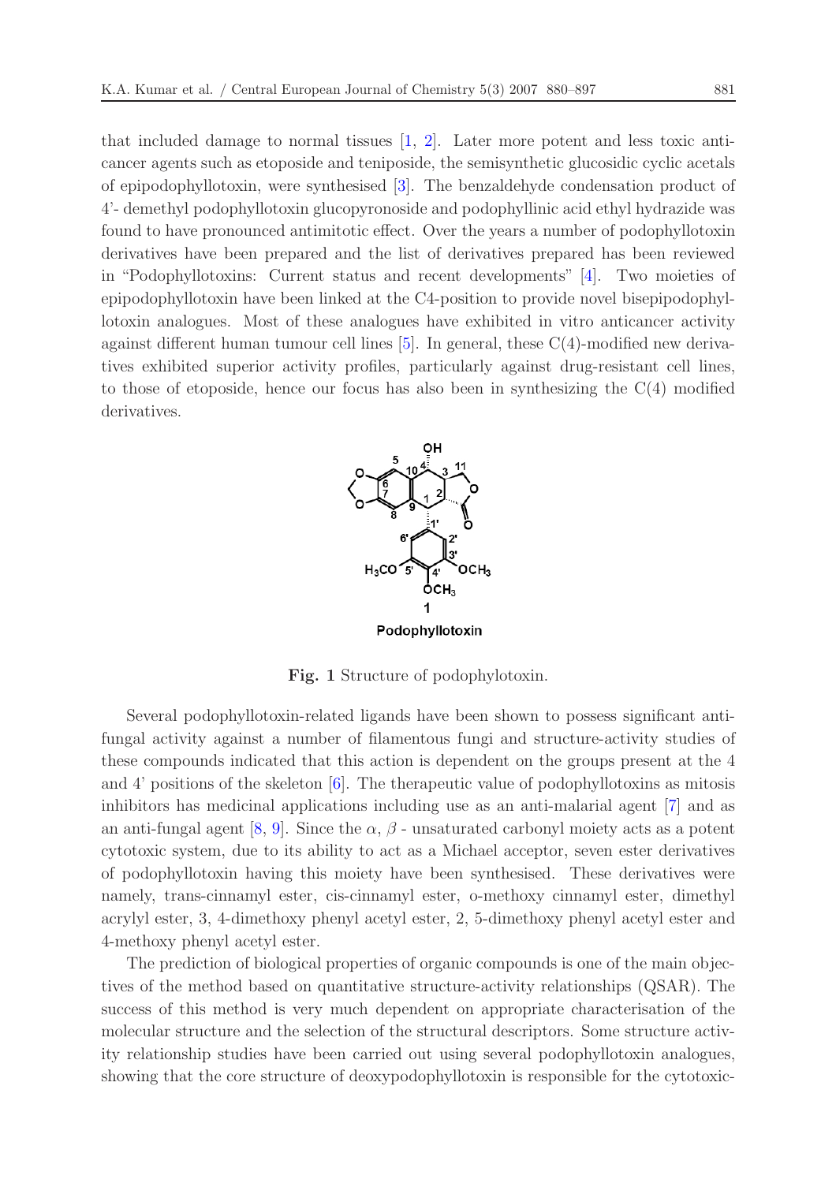that included damage to normal tissues [1, 2]. Later more potent and less toxic anticancer agents such as etoposide and teniposide, the semisynthetic glucosidic cyclic acetals of epipodophyllotoxin, were synthesised [3]. The benzaldehyde condensation product of 4'- demethyl podophyllotoxin glucopyronoside and podophyllinic acid ethyl hydrazide was found to have pronounced antimitotic effect. Over the years a number of podophyllotoxin derivatives have been prepared and the list of derivatives prepared has been reviewed in "Podophyllotoxins: Current status and recent developments" [4]. Two moieties of epipodophyllotoxin have been linked at the C4-position to provide novel bisepipodophyllotoxin analogues. Most of these analogues have exhibited in vitro anticancer activity against different human tumour cell lines [5]. In general, these C(4)-modified new derivatives exhibited superior activity profiles, particularly against drug-resistant cell lines, to those of etoposide, hence our focus has also been in synthesizing the C(4) modified derivatives.

OH
5 10 4 3 11
6 2 O
7 9 1
8 1' O
6' 2'
3'
$H_3CO$ 5' 4' $OCH_3$
$OCH_3$
1
Podophyllotoxin

**Fig. 1** Structure of podophylotoxin.

Several podophyllotoxin-related ligands have been shown to possess significant antifungal activity against a number of filamentous fungi and structure-activity studies of these compounds indicated that this action is dependent on the groups present at the 4 and 4' positions of the skeleton [6]. The therapeutic value of podophyllotoxins as mitosis inhibitors has medicinal applications including use as an anti-malarial agent [7] and as an anti-fungal agent [8, 9]. Since the $\alpha$, $\beta$ - unsaturated carbonyl moiety acts as a potent cytotoxic system, due to its ability to act as a Michael acceptor, seven ester derivatives of podophyllotoxin having this moiety have been synthesised. These derivatives were namely, trans-cinnamyl ester, cis-cinnamyl ester, o-methoxy cinnamyl ester, dimethyl acrylyl ester, 3, 4-dimethoxy phenyl acetyl ester, 2, 5-dimethoxy phenyl acetyl ester and 4-methoxy phenyl acetyl ester.

The prediction of biological properties of organic compounds is one of the main objectives of the method based on quantitative structure-activity relationships (QSAR). The success of this method is very much dependent on appropriate characterisation of the molecular structure and the selection of the structural descriptors. Some structure activity relationship studies have been carried out using several podophyllotoxin analogues, showing that the core structure of deoxypodophyllotoxin is responsible for the cytotoxic-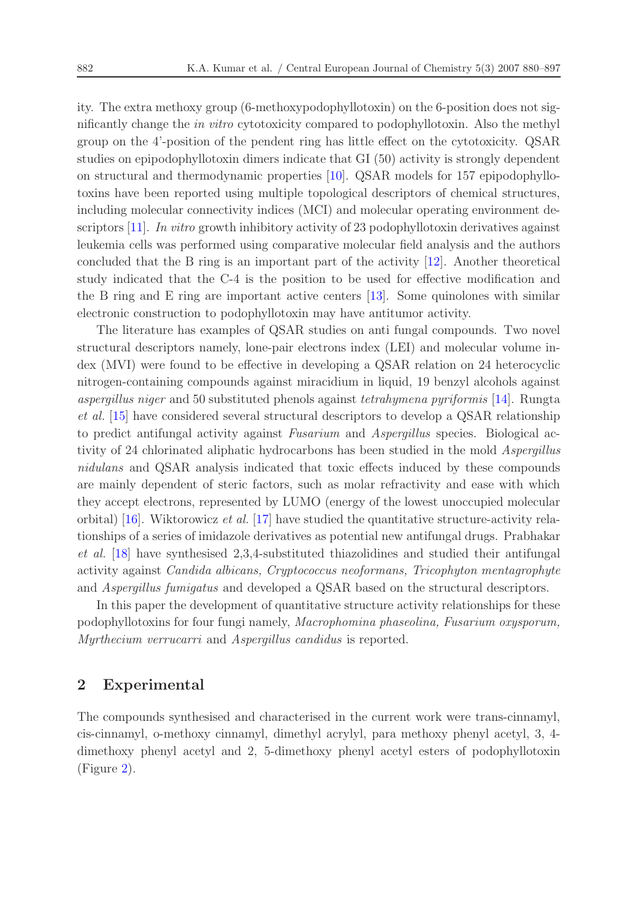ity. The extra methoxy group (6-methoxypodophyllotoxin) on the 6-position does not significantly change the *in vitro* cytotoxicity compared to podophyllotoxin. Also the methyl group on the 4'-position of the pendent ring has little effect on the cytotoxicity. QSAR studies on epipodophyllotoxin dimers indicate that GI (50) activity is strongly dependent on structural and thermodynamic properties [10]. QSAR models for 157 epipodophyllotoxins have been reported using multiple topological descriptors of chemical structures, including molecular connectivity indices (MCI) and molecular operating environment descriptors [11]. *In vitro* growth inhibitory activity of 23 podophyllotoxin derivatives against leukemia cells was performed using comparative molecular field analysis and the authors concluded that the B ring is an important part of the activity [12]. Another theoretical study indicated that the C-4 is the position to be used for effective modification and the B ring and E ring are important active centers [13]. Some quinolones with similar electronic construction to podophyllotoxin may have antitumor activity.

The literature has examples of QSAR studies on anti fungal compounds. Two novel structural descriptors namely, lone-pair electrons index (LEI) and molecular volume index (MVI) were found to be effective in developing a QSAR relation on 24 heterocyclic nitrogen-containing compounds against miracidium in liquid, 19 benzyl alcohols against *aspergillus niger* and 50 substituted phenols against *tetrahymena pyriformis* [14]. Rungta *et al.* [15] have considered several structural descriptors to develop a QSAR relationship to predict antifungal activity against *Fusarium* and *Aspergillus* species. Biological activity of 24 chlorinated aliphatic hydrocarbons has been studied in the mold *Aspergillus nidulans* and QSAR analysis indicated that toxic effects induced by these compounds are mainly dependent of steric factors, such as molar refractivity and ease with which they accept electrons, represented by LUMO (energy of the lowest unoccupied molecular orbital) [16]. Wiktorowicz *et al.* [17] have studied the quantitative structure-activity relationships of a series of imidazole derivatives as potential new antifungal drugs. Prabhakar *et al.* [18] have synthesised 2,3,4-substituted thiazolidines and studied their antifungal activity against *Candida albicans, Cryptococcus neoformans, Tricophyton mentagrophyte* and *Aspergillus fumigatus* and developed a QSAR based on the structural descriptors.

In this paper the development of quantitative structure activity relationships for these podophyllotoxins for four fungi namely, *Macrophomina phaseolina, Fusarium oxysporum, Myrthecium verrucarri* and *Aspergillus candidus* is reported.

## 2 Experimental

The compounds synthesised and characterised in the current work were trans-cinnamyl, cis-cinnamyl, o-methoxy cinnamyl, dimethyl acrylyl, para methoxy phenyl acetyl, 3, 4-dimethoxy phenyl acetyl and 2, 5-dimethoxy phenyl acetyl esters of podophyllotoxin (Figure 2).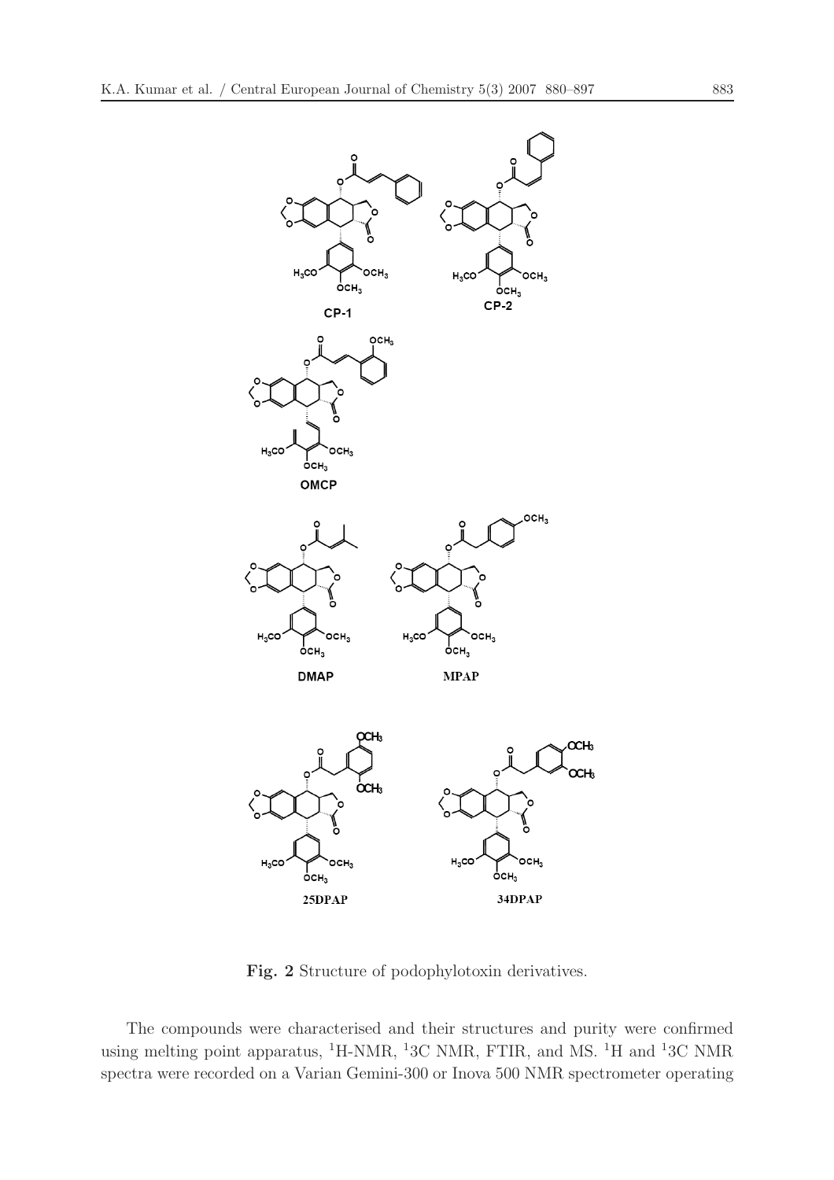CP-1

CP-2

OMCP

DMAP

MPAP

25DPAP

34DPAP

**Fig. 2** Structure of podophylotoxin derivatives.

The compounds were characterised and their structures and purity were confirmed using melting point apparatus, $^1$H-NMR, $^1$3C NMR, FTIR, and MS. $^1$H and $^1$3C NMR spectra were recorded on a Varian Gemini-300 or Inova 500 NMR spectrometer operating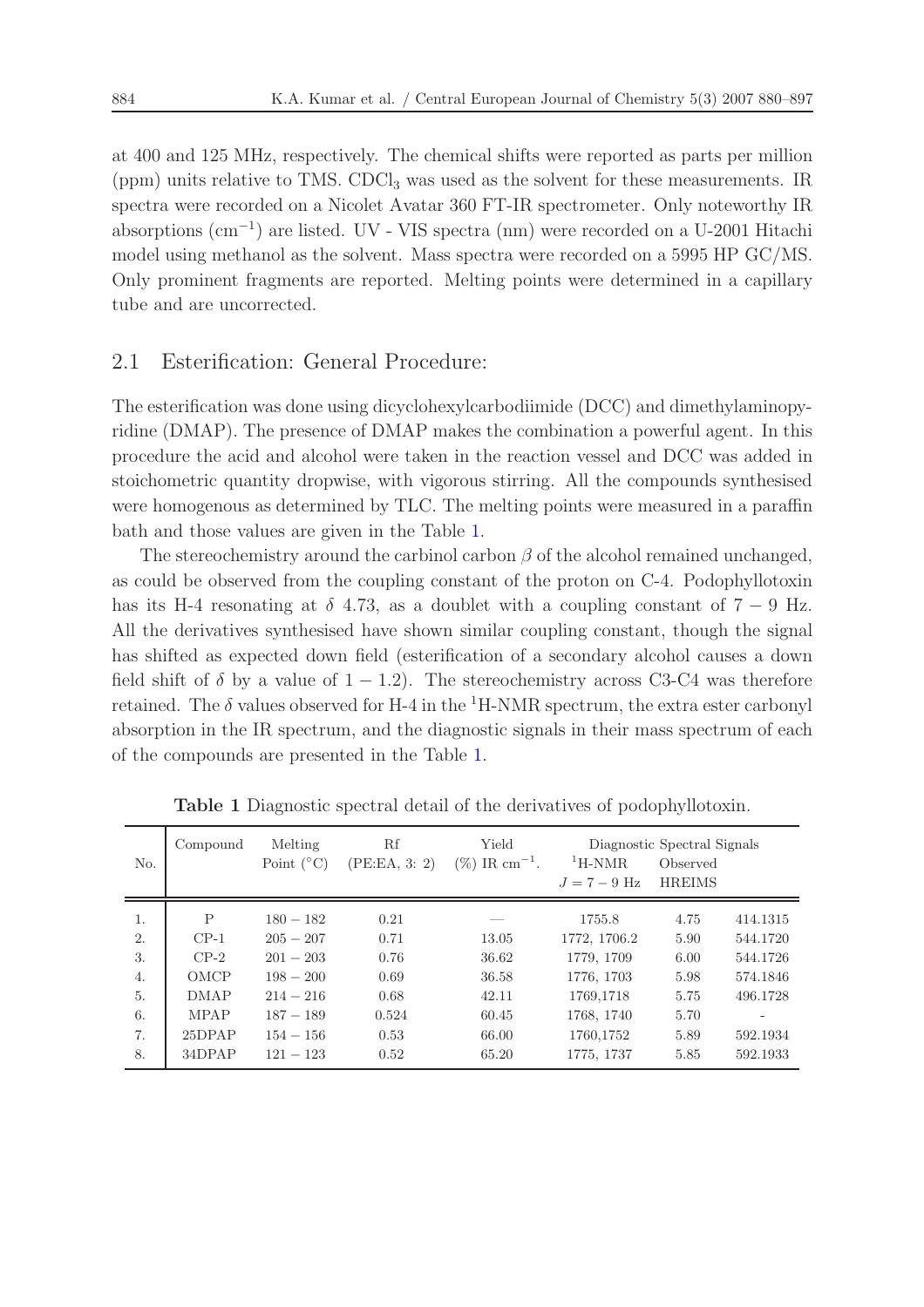at 400 and 125 MHz, respectively. The chemical shifts were reported as parts per million (ppm) units relative to TMS. $CDCl_3$ was used as the solvent for these measurements. IR spectra were recorded on a Nicolet Avatar 360 FT-IR spectrometer. Only noteworthy IR absorptions ($cm^{-1}$) are listed. UV - VIS spectra (nm) were recorded on a U-2001 Hitachi model using methanol as the solvent. Mass spectra were recorded on a 5995 HP GC/MS. Only prominent fragments are reported. Melting points were determined in a capillary tube and are uncorrected.

## 2.1 Esterification: General Procedure:

The esterification was done using dicyclohexylcarbodiimide (DCC) and dimethylaminopyridine (DMAP). The presence of DMAP makes the combination a powerful agent. In this procedure the acid and alcohol were taken in the reaction vessel and DCC was added in stoichometric quantity dropwise, with vigorous stirring. All the compounds synthesised were homogenous as determined by TLC. The melting points were measured in a paraffin bath and those values are given in the Table 1.

The stereochemistry around the carbinol carbon $\beta$ of the alcohol remained unchanged, as could be observed from the coupling constant of the proton on C-4. Podophyllotoxin has its H-4 resonating at $\delta$ 4.73, as a doublet with a coupling constant of $7-9$ Hz. All the derivatives synthesised have shown similar coupling constant, though the signal has shifted as expected down field (esterification of a secondary alcohol causes a down field shift of $\delta$ by a value of $1-1.2$). The stereochemistry across C3-C4 was therefore retained. The $\delta$ values observed for H-4 in the $^1$H-NMR spectrum, the extra ester carbonyl absorption in the IR spectrum, and the diagnostic signals in their mass spectrum of each of the compounds are presented in the Table 1.

**Table 1** Diagnostic spectral detail of the derivatives of podophyllotoxin.

| No. | Compound | Melting Point (°C) | Rf (PE:EA, 3: 2) | Yield (%) | Diagnostic Spectral Signals IR $cm^{-1}$. | $^1$H-NMR $J=7-9$ Hz | Observed HREIMS |
|---|---|---|---|---|---|---|---|
| 1. | P | $180-182$ | 0.21 | — | 1755.8 | 4.75 | 414.1315 |
| 2. | CP-1 | $205-207$ | 0.71 | 13.05 | 1772, 1706.2 | 5.90 | 544.1720 |
| 3. | CP-2 | $201-203$ | 0.76 | 36.62 | 1779, 1709 | 6.00 | 544.1726 |
| 4. | OMCP | $198-200$ | 0.69 | 36.58 | 1776, 1703 | 5.98 | 574.1846 |
| 5. | DMAP | $214-216$ | 0.68 | 42.11 | 1769,1718 | 5.75 | 496.1728 |
| 6. | MPAP | $187-189$ | 0.524 | 60.45 | 1768, 1740 | 5.70 | - |
| 7. | 25DPAP | $154-156$ | 0.53 | 66.00 | 1760,1752 | 5.89 | 592.1934 |
| 8. | 34DPAP | $121-123$ | 0.52 | 65.20 | 1775, 1737 | 5.85 | 592.1933 |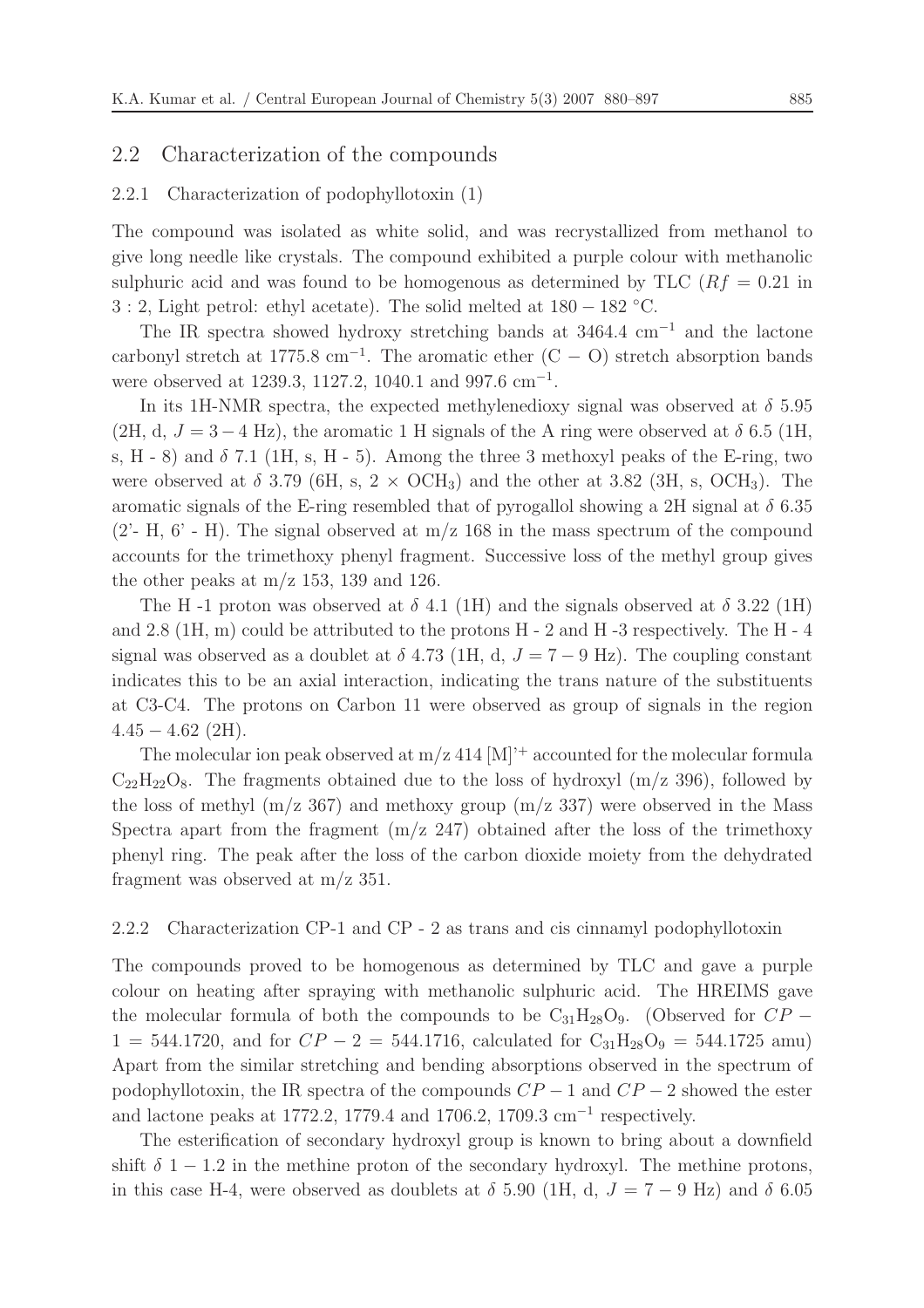## 2.2 Characterization of the compounds

### 2.2.1 Characterization of podophyllotoxin (1)

The compound was isolated as white solid, and was recrystallized from methanol to give long needle like crystals. The compound exhibited a purple colour with methanolic sulphuric acid and was found to be homogenous as determined by TLC ($Rf = 0.21$ in 3 : 2, Light petrol: ethyl acetate). The solid melted at $180 - 182$ °C.

The IR spectra showed hydroxy stretching bands at 3464.4 $cm^{-1}$ and the lactone carbonyl stretch at 1775.8 $cm^{-1}$. The aromatic ether ($C - O$) stretch absorption bands were observed at 1239.3, 1127.2, 1040.1 and 997.6 $cm^{-1}$.

In its 1H-NMR spectra, the expected methylenedioxy signal was observed at $\delta$ 5.95 (2H, d, $J = 3-4$ Hz), the aromatic 1 H signals of the A ring were observed at $\delta$ 6.5 (1H, s, H - 8) and $\delta$ 7.1 (1H, s, H - 5). Among the three 3 methoxyl peaks of the E-ring, two were observed at $\delta$ 3.79 (6H, s, $2 \times OCH_3$) and the other at 3.82 (3H, s, $OCH_3$). The aromatic signals of the E-ring resembled that of pyrogallol showing a 2H signal at $\delta$ 6.35 (2'- H, 6' - H). The signal observed at m/z 168 in the mass spectrum of the compound accounts for the trimethoxy phenyl fragment. Successive loss of the methyl group gives the other peaks at m/z 153, 139 and 126.

The H -1 proton was observed at $\delta$ 4.1 (1H) and the signals observed at $\delta$ 3.22 (1H) and 2.8 (1H, m) could be attributed to the protons H - 2 and H -3 respectively. The H - 4 signal was observed as a doublet at $\delta$ 4.73 (1H, d, $J = 7-9$ Hz). The coupling constant indicates this to be an axial interaction, indicating the trans nature of the substituents at C3-C4. The protons on Carbon 11 were observed as group of signals in the region $4.45 - 4.62$ (2H).

The molecular ion peak observed at m/z 414 $[M]^{\cdot+}$ accounted for the molecular formula $C_{22}H_{22}O_8$. The fragments obtained due to the loss of hydroxyl (m/z 396), followed by the loss of methyl (m/z 367) and methoxy group (m/z 337) were observed in the Mass Spectra apart from the fragment (m/z 247) obtained after the loss of the trimethoxy phenyl ring. The peak after the loss of the carbon dioxide moiety from the dehydrated fragment was observed at m/z 351.

### 2.2.2 Characterization CP-1 and CP - 2 as trans and cis cinnamyl podophyllotoxin

The compounds proved to be homogenous as determined by TLC and gave a purple colour on heating after spraying with methanolic sulphuric acid. The HREIMS gave the molecular formula of both the compounds to be $C_{31}H_{28}O_9$. (Observed for $CP - 1 = 544.1720$, and for $CP - 2 = 544.1716$, calculated for $C_{31}H_{28}O_9 = 544.1725$ amu) Apart from the similar stretching and bending absorptions observed in the spectrum of podophyllotoxin, the IR spectra of the compounds $CP-1$ and $CP-2$ showed the ester and lactone peaks at 1772.2, 1779.4 and 1706.2, 1709.3 $cm^{-1}$ respectively.

The esterification of secondary hydroxyl group is known to bring about a downfield shift $\delta$ $1 - 1.2$ in the methine proton of the secondary hydroxyl. The methine protons, in this case H-4, were observed as doublets at $\delta$ 5.90 (1H, d, $J = 7-9$ Hz) and $\delta$ 6.05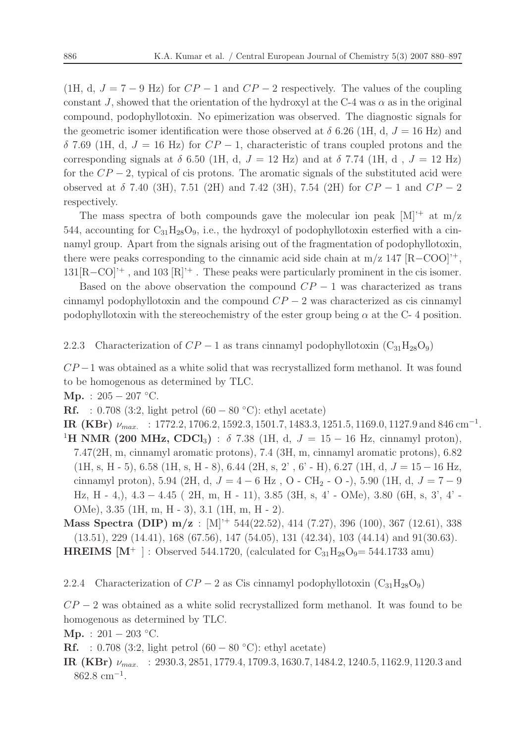(1H, d, $J = 7 - 9$ Hz) for $CP - 1$ and $CP - 2$ respectively. The values of the coupling constant $J$, showed that the orientation of the hydroxyl at the C-4 was $\alpha$ as in the original compound, podophyllotoxin. No epimerization was observed. The diagnostic signals for the geometric isomer identification were those observed at $\delta$ 6.26 (1H, d, $J = 16$ Hz) and $\delta$ 7.69 (1H, d, $J = 16$ Hz) for $CP - 1$, characteristic of trans coupled protons and the corresponding signals at $\delta$ 6.50 (1H, d, $J = 12$ Hz) and at $\delta$ 7.74 (1H, d , $J = 12$ Hz) for the $CP - 2$, typical of cis protons. The aromatic signals of the substituted acid were observed at $\delta$ 7.40 (3H), 7.51 (2H) and 7.42 (3H), 7.54 (2H) for $CP - 1$ and $CP - 2$ respectively.

The mass spectra of both compounds gave the molecular ion peak $[M]^{\cdot+}$ at m/z 544, accounting for $C_{31}H_{28}O_9$, i.e., the hydroxyl of podophyllotoxin esterfied with a cinnamyl group. Apart from the signals arising out of the fragmentation of podophyllotoxin, there were peaks corresponding to the cinnamic acid side chain at m/z 147 $[R{-}COO]^{\cdot+}$, 131$[R{-}CO]^{\cdot+}$ , and 103 $[R]^{\cdot+}$ . These peaks were particularly prominent in the cis isomer.

Based on the above observation the compound $CP - 1$ was characterized as trans cinnamyl podophyllotoxin and the compound $CP - 2$ was characterized as cis cinnamyl podophyllotoxin with the stereochemistry of the ester group being $\alpha$ at the C- 4 position.

### 2.2.3 Characterization of $CP - 1$ as trans cinnamyl podophyllotoxin ($C_{31}H_{28}O_9$)

$CP - 1$ was obtained as a white solid that was recrystallized form methanol. It was found to be homogenous as determined by TLC.

**Mp.** : 205 − 207 °C.

**Rf.** : 0.708 (3:2, light petrol (60 − 80 °C): ethyl acetate)

**IR (KBr)** $\nu_{max.}$ : 1772.2, 1706.2, 1592.3, 1501.7, 1483.3, 1251.5, 1169.0, 1127.9 and 846 cm$^{-1}$.

**$^1$H NMR (200 MHz, CDCl$_3$)** : $\delta$ 7.38 (1H, d, $J = 15 - 16$ Hz, cinnamyl proton), 7.47(2H, m, cinnamyl aromatic protons), 7.4 (3H, m, cinnamyl aromatic protons), 6.82 (1H, s, H - 5), 6.58 (1H, s, H - 8), 6.44 (2H, s, 2' , 6' - H), 6.27 (1H, d, $J = 15 - 16$ Hz, cinnamyl proton), 5.94 (2H, d, $J = 4 - 6$ Hz , O - CH$_2$ - O -), 5.90 (1H, d, $J = 7 - 9$ Hz, H - 4,), 4.3 − 4.45 ( 2H, m, H - 11), 3.85 (3H, s, 4' - OMe), 3.80 (6H, s, 3', 4' - OMe), 3.35 (1H, m, H - 3), 3.1 (1H, m, H - 2).

**Mass Spectra (DIP) m/z** : $[M]^{\cdot+}$ 544(22.52), 414 (7.27), 396 (100), 367 (12.61), 338 (13.51), 229 (14.41), 168 (67.56), 147 (54.05), 131 (42.34), 103 (44.14) and 91(30.63).

**HREIMS [M$^+$ ]** : Observed 544.1720, (calculated for $C_{31}H_{28}O_9$= 544.1733 amu)

### 2.2.4 Characterization of $CP - 2$ as Cis cinnamyl podophyllotoxin ($C_{31}H_{28}O_9$)

$CP - 2$ was obtained as a white solid recrystallized form methanol. It was found to be homogenous as determined by TLC.

**Mp.** : 201 − 203 °C.

**Rf.** : 0.708 (3:2, light petrol (60 − 80 °C): ethyl acetate)

**IR (KBr)** $\nu_{max.}$ : 2930.3, 2851, 1779.4, 1709.3, 1630.7, 1484.2, 1240.5, 1162.9, 1120.3 and 862.8 cm$^{-1}$.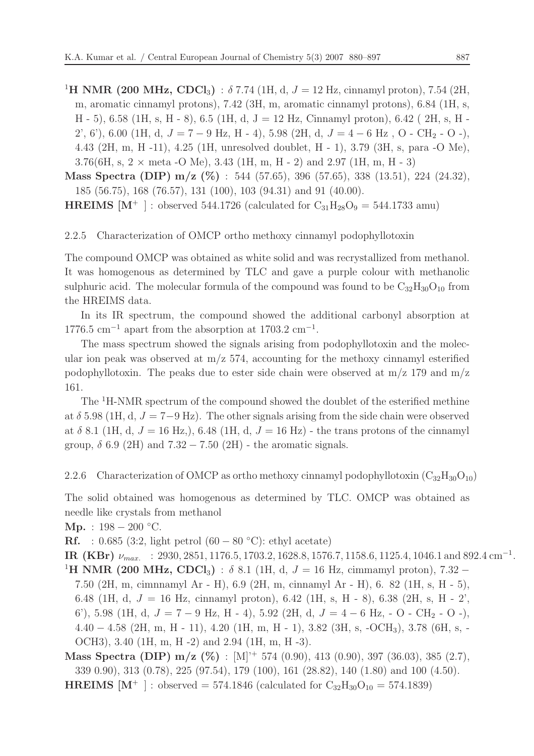**$^1$H NMR (200 MHz, $CDCl_3$)** : δ 7.74 (1H, d, $J = 12$ Hz, cinnamyl proton), 7.54 (2H, m, aromatic cinnamyl protons), 7.42 (3H, m, aromatic cinnamyl protons), 6.84 (1H, s, H - 5), 6.58 (1H, s, H - 8), 6.5 (1H, d, J = 12 Hz, Cinnamyl proton), 6.42 ( 2H, s, H - 2', 6'), 6.00 (1H, d, $J = 7-9$ Hz, H - 4), 5.98 (2H, d, $J = 4-6$ Hz , O - $CH_2$ - O -), 4.43 (2H, m, H -11), 4.25 (1H, unresolved doublet, H - 1), 3.79 (3H, s, para -O Me), 3.76(6H, s, 2 × meta -O Me), 3.43 (1H, m, H - 2) and 2.97 (1H, m, H - 3)

**Mass Spectra (DIP) m/z (%)** : 544 (57.65), 396 (57.65), 338 (13.51), 224 (24.32), 185 (56.75), 168 (76.57), 131 (100), 103 (94.31) and 91 (40.00).

**HREIMS [$M^+$ ]** : observed 544.1726 (calculated for $C_{31}H_{28}O_9$ = 544.1733 amu)

### 2.2.5 Characterization of OMCP ortho methoxy cinnamyl podophyllotoxin

The compound OMCP was obtained as white solid and was recrystallized from methanol. It was homogenous as determined by TLC and gave a purple colour with methanolic sulphuric acid. The molecular formula of the compound was found to be $C_{32}H_{30}O_{10}$ from the HREIMS data.

In its IR spectrum, the compound showed the additional carbonyl absorption at 1776.5 $cm^{-1}$ apart from the absorption at 1703.2 $cm^{-1}$.

The mass spectrum showed the signals arising from podophyllotoxin and the molecular ion peak was observed at m/z 574, accounting for the methoxy cinnamyl esterified podophyllotoxin. The peaks due to ester side chain were observed at m/z 179 and m/z 161.

The $^1$H-NMR spectrum of the compound showed the doublet of the esterified methine at δ 5.98 (1H, d, $J = 7-9$ Hz). The other signals arising from the side chain were observed at δ 8.1 (1H, d, $J = 16$ Hz,), 6.48 (1H, d, $J = 16$ Hz) - the trans protons of the cinnamyl group, δ 6.9 (2H) and 7.32 − 7.50 (2H) - the aromatic signals.

### 2.2.6 Characterization of OMCP as ortho methoxy cinnamyl podophyllotoxin ($C_{32}H_{30}O_{10}$)

The solid obtained was homogenous as determined by TLC. OMCP was obtained as needle like crystals from methanol

**Mp.** : 198 − 200 °C.

**Rf.** : 0.685 (3:2, light petrol (60 − 80 °C): ethyl acetate)

**IR (KBr)** $\nu_{max.}$ : 2930, 2851, 1176.5, 1703.2, 1628.8, 1576.7, 1158.6, 1125.4, 1046.1 and 892.4 $cm^{-1}$.

**$^1$H NMR (200 MHz, $CDCl_3$)** : δ 8.1 (1H, d, $J = 16$ Hz, cimmamyl proton), 7.32 − 7.50 (2H, m, cimnnamyl Ar - H), 6.9 (2H, m, cinnamyl Ar - H), 6. 82 (1H, s, H - 5), 6.48 (1H, d, $J = 16$ Hz, cinnamyl proton), 6.42 (1H, s, H - 8), 6.38 (2H, s, H - 2', 6'), 5.98 (1H, d, $J = 7-9$ Hz, H - 4), 5.92 (2H, d, $J = 4-6$ Hz, - O - $CH_2$ - O -), 4.40 − 4.58 (2H, m, H - 11), 4.20 (1H, m, H - 1), 3.82 (3H, s, -$OCH_3$), 3.78 (6H, s, -OCH3), 3.40 (1H, m, H -2) and 2.94 (1H, m, H -3).

**Mass Spectra (DIP) m/z (%)** : $[M]^{\cdot+}$ 574 (0.90), 413 (0.90), 397 (36.03), 385 (2.7), 339 0.90), 313 (0.78), 225 (97.54), 179 (100), 161 (28.82), 140 (1.80) and 100 (4.50).

**HREIMS [$M^+$ ]** : observed = 574.1846 (calculated for $C_{32}H_{30}O_{10}$ = 574.1839)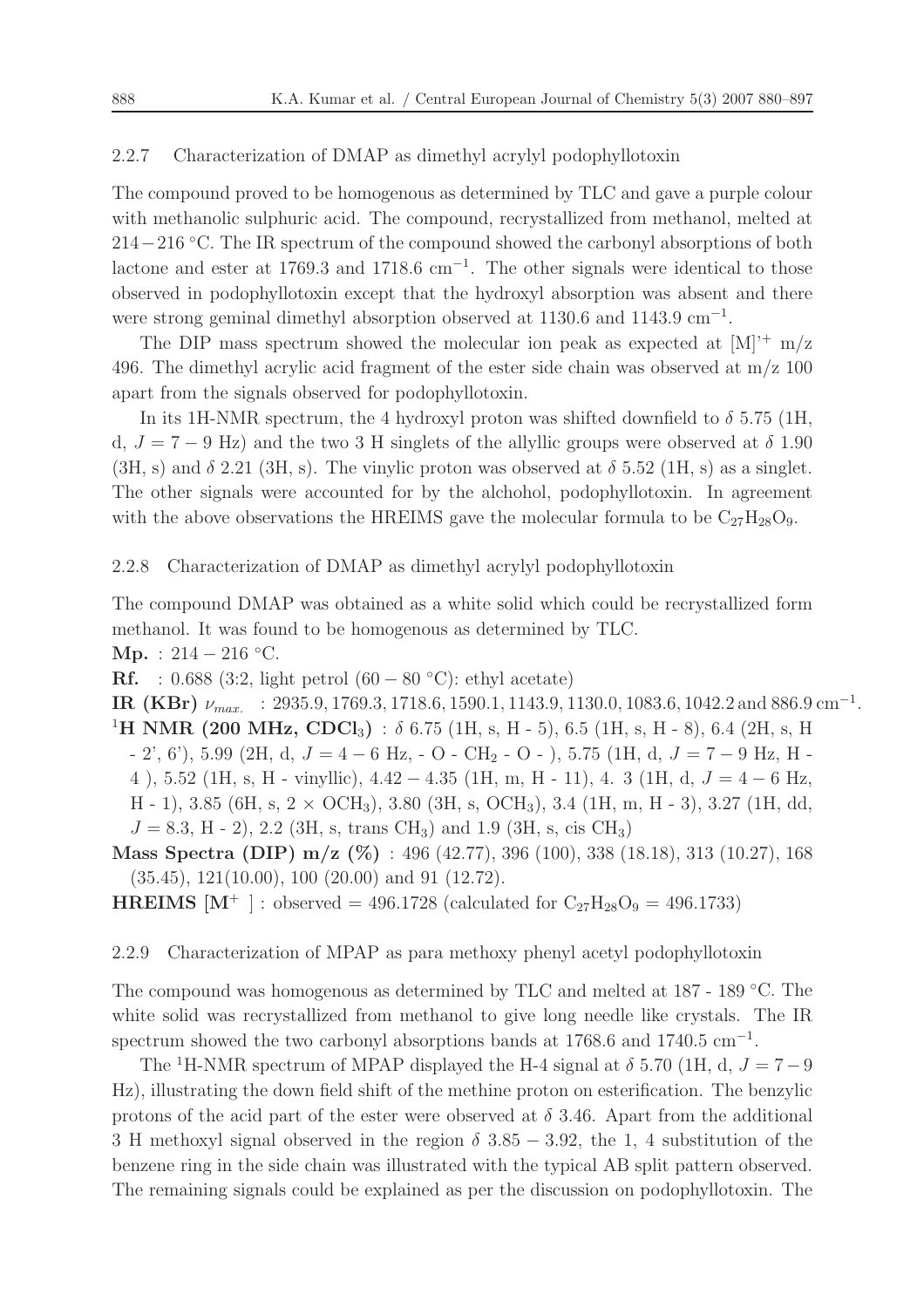### 2.2.7 Characterization of DMAP as dimethyl acrylyl podophyllotoxin

The compound proved to be homogenous as determined by TLC and gave a purple colour with methanolic sulphuric acid. The compound, recrystallized from methanol, melted at $214-216$ °C. The IR spectrum of the compound showed the carbonyl absorptions of both lactone and ester at 1769.3 and 1718.6 $cm^{-1}$. The other signals were identical to those observed in podophyllotoxin except that the hydroxyl absorption was absent and there were strong geminal dimethyl absorption observed at 1130.6 and 1143.9 $cm^{-1}$.

The DIP mass spectrum showed the molecular ion peak as expected at $[M]^{\cdot+}$ m/z 496. The dimethyl acrylic acid fragment of the ester side chain was observed at m/z 100 apart from the signals observed for podophyllotoxin.

In its 1H-NMR spectrum, the 4 hydroxyl proton was shifted downfield to $\delta$ 5.75 (1H, d, $J = 7-9$ Hz) and the two 3 H singlets of the allylic groups were observed at $\delta$ 1.90 (3H, s) and $\delta$ 2.21 (3H, s). The vinylic proton was observed at $\delta$ 5.52 (1H, s) as a singlet. The other signals were accounted for by the alchohol, podophyllotoxin. In agreement with the above observations the HREIMS gave the molecular formula to be $C_{27}H_{28}O_9$.

### 2.2.8 Characterization of DMAP as dimethyl acrylyl podophyllotoxin

The compound DMAP was obtained as a white solid which could be recrystallized form methanol. It was found to be homogenous as determined by TLC.

**Mp.** : $214-216$ °C.

**Rf.** : 0.688 (3:2, light petrol ($60-80$ °C): ethyl acetate)

**IR (KBr)** $\nu_{max.}$ : 2935.9, 1769.3, 1718.6, 1590.1, 1143.9, 1130.0, 1083.6, 1042.2 and 886.9 $cm^{-1}$.

**$^1$H NMR (200 MHz, $CDCl_3$)** : $\delta$ 6.75 (1H, s, H - 5), 6.5 (1H, s, H - 8), 6.4 (2H, s, H - 2', 6'), 5.99 (2H, d, $J = 4-6$ Hz, - O - $CH_2$ - O - ), 5.75 (1H, d, $J = 7-9$ Hz, H - 4 ), 5.52 (1H, s, H - vinyllic), $4.42-4.35$ (1H, m, H - 11), 4. 3 (1H, d, $J = 4-6$ Hz, H - 1), 3.85 (6H, s, $2 \times OCH_3$), 3.80 (3H, s, $OCH_3$), 3.4 (1H, m, H - 3), 3.27 (1H, dd, $J = 8.3$, H - 2), 2.2 (3H, s, trans $CH_3$) and 1.9 (3H, s, cis $CH_3$)

**Mass Spectra (DIP) m/z (%)** : 496 (42.77), 396 (100), 338 (18.18), 313 (10.27), 168 (35.45), 121(10.00), 100 (20.00) and 91 (12.72).

**HREIMS $[M^+]$** : observed = 496.1728 (calculated for $C_{27}H_{28}O_9$ = 496.1733)

### 2.2.9 Characterization of MPAP as para methoxy phenyl acetyl podophyllotoxin

The compound was homogenous as determined by TLC and melted at 187 - 189 °C. The white solid was recrystallized from methanol to give long needle like crystals. The IR spectrum showed the two carbonyl absorptions bands at 1768.6 and 1740.5 $cm^{-1}$.

The $^1$H-NMR spectrum of MPAP displayed the H-4 signal at $\delta$ 5.70 (1H, d, $J = 7-9$ Hz), illustrating the down field shift of the methine proton on esterification. The benzylic protons of the acid part of the ester were observed at $\delta$ 3.46. Apart from the additional 3 H methoxyl signal observed in the region $\delta$ $3.85-3.92$, the 1, 4 substitution of the benzene ring in the side chain was illustrated with the typical AB split pattern observed. The remaining signals could be explained as per the discussion on podophyllotoxin. The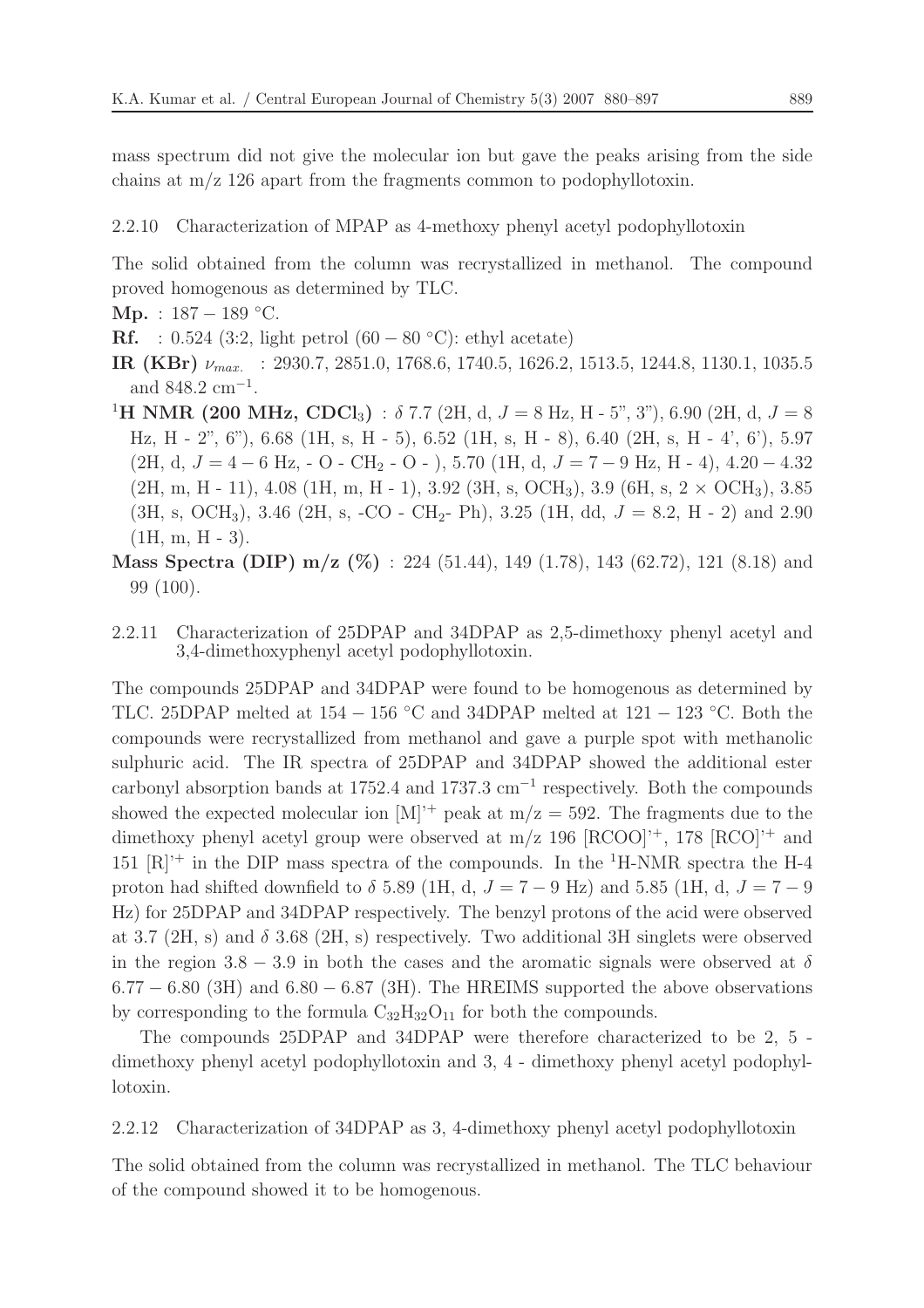mass spectrum did not give the molecular ion but gave the peaks arising from the side chains at m/z 126 apart from the fragments common to podophyllotoxin.

### 2.2.10 Characterization of MPAP as 4-methoxy phenyl acetyl podophyllotoxin

The solid obtained from the column was recrystallized in methanol. The compound proved homogenous as determined by TLC.

**Mp.** : 187 − 189 °C.

**Rf.** : 0.524 (3:2, light petrol (60 − 80 °C): ethyl acetate)

**IR (KBr)** $\nu_{max.}$ : 2930.7, 2851.0, 1768.6, 1740.5, 1626.2, 1513.5, 1244.8, 1130.1, 1035.5 and 848.2 $cm^{-1}$.

**$^1$H NMR (200 MHz, $CDCl_3$)** : $\delta$ 7.7 (2H, d, $J$ = 8 Hz, H - 5", 3"), 6.90 (2H, d, $J$ = 8 Hz, H - 2", 6"), 6.68 (1H, s, H - 5), 6.52 (1H, s, H - 8), 6.40 (2H, s, H - 4', 6'), 5.97 (2H, d, $J$ = 4 − 6 Hz, - O - $CH_2$ - O - ), 5.70 (1H, d, $J$ = 7 − 9 Hz, H - 4), 4.20 − 4.32 (2H, m, H - 11), 4.08 (1H, m, H - 1), 3.92 (3H, s, $OCH_3$), 3.9 (6H, s, 2 × $OCH_3$), 3.85 (3H, s, $OCH_3$), 3.46 (2H, s, -CO - $CH_2$- Ph), 3.25 (1H, dd, $J$ = 8.2, H - 2) and 2.90 (1H, m, H - 3).

**Mass Spectra (DIP) m/z (%)** : 224 (51.44), 149 (1.78), 143 (62.72), 121 (8.18) and 99 (100).

### 2.2.11 Characterization of 25DPAP and 34DPAP as 2,5-dimethoxy phenyl acetyl and 3,4-dimethoxyphenyl acetyl podophyllotoxin.

The compounds 25DPAP and 34DPAP were found to be homogenous as determined by TLC. 25DPAP melted at 154 − 156 °C and 34DPAP melted at 121 − 123 °C. Both the compounds were recrystallized from methanol and gave a purple spot with methanolic sulphuric acid. The IR spectra of 25DPAP and 34DPAP showed the additional ester carbonyl absorption bands at 1752.4 and 1737.3 $cm^{-1}$ respectively. Both the compounds showed the expected molecular ion $[M]^{\cdot+}$ peak at m/z = 592. The fragments due to the dimethoxy phenyl acetyl group were observed at m/z 196 $[RCOO]^{\cdot+}$, 178 $[RCO]^{\cdot+}$ and 151 $[R]^{\cdot+}$ in the DIP mass spectra of the compounds. In the $^1$H-NMR spectra the H-4 proton had shifted downfield to $\delta$ 5.89 (1H, d, $J$ = 7 − 9 Hz) and 5.85 (1H, d, $J$ = 7 − 9 Hz) for 25DPAP and 34DPAP respectively. The benzyl protons of the acid were observed at 3.7 (2H, s) and $\delta$ 3.68 (2H, s) respectively. Two additional 3H singlets were observed in the region 3.8 − 3.9 in both the cases and the aromatic signals were observed at $\delta$ 6.77 − 6.80 (3H) and 6.80 − 6.87 (3H). The HREIMS supported the above observations by corresponding to the formula $C_{32}H_{32}O_{11}$ for both the compounds.

The compounds 25DPAP and 34DPAP were therefore characterized to be 2, 5 - dimethoxy phenyl acetyl podophyllotoxin and 3, 4 - dimethoxy phenyl acetyl podophyllotoxin.

### 2.2.12 Characterization of 34DPAP as 3, 4-dimethoxy phenyl acetyl podophyllotoxin

The solid obtained from the column was recrystallized in methanol. The TLC behaviour of the compound showed it to be homogenous.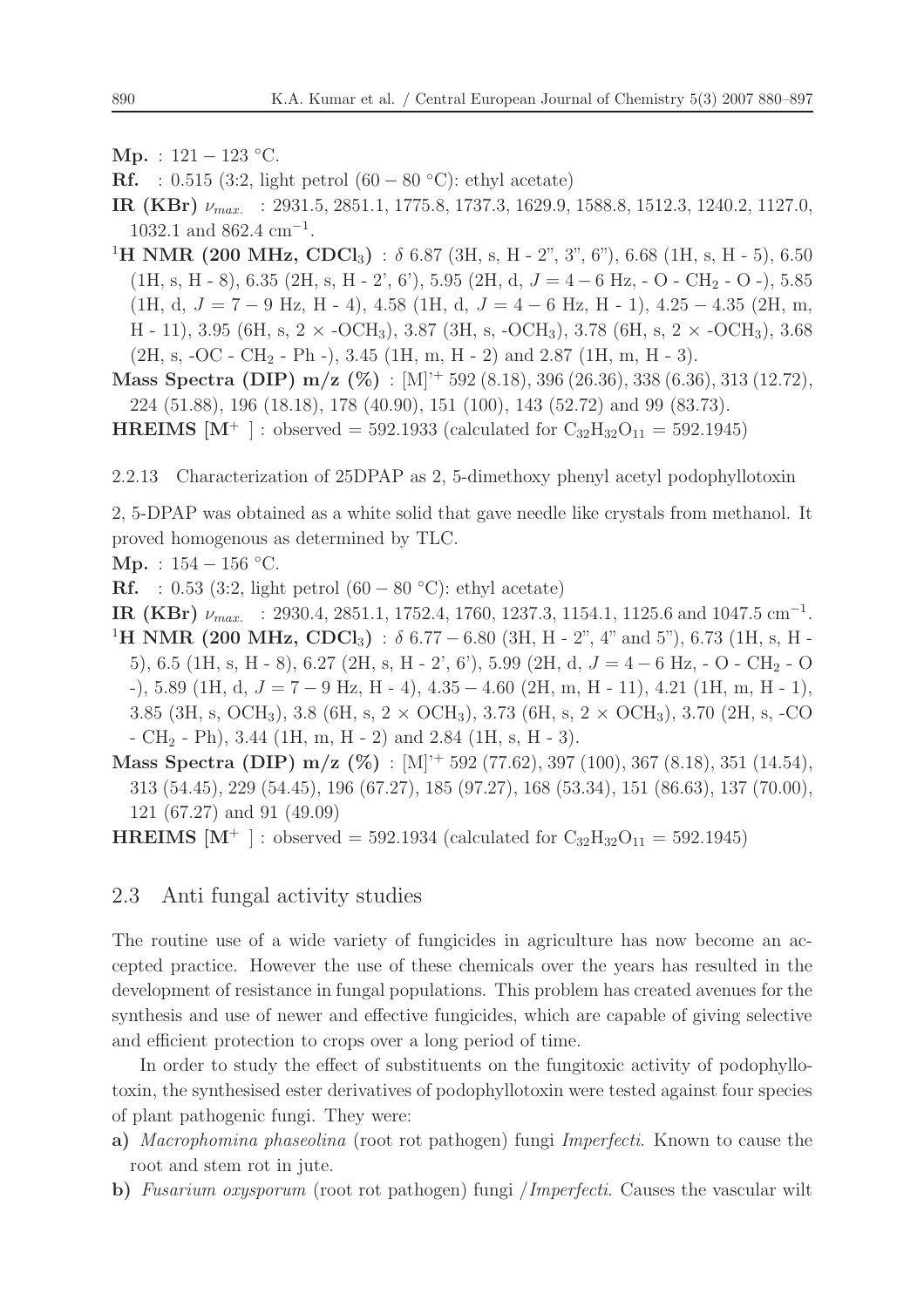**Mp.** : 121 − 123 °C.

**Rf.** : 0.515 (3:2, light petrol (60 − 80 °C): ethyl acetate)

**IR (KBr)** $\nu_{max.}$ : 2931.5, 2851.1, 1775.8, 1737.3, 1629.9, 1588.8, 1512.3, 1240.2, 1127.0, 1032.1 and 862.4 $cm^{-1}$.

**$^1$H NMR (200 MHz, $CDCl_3$)** : $\delta$ 6.87 (3H, s, H - 2", 3", 6"), 6.68 (1H, s, H - 5), 6.50 (1H, s, H - 8), 6.35 (2H, s, H - 2', 6'), 5.95 (2H, d, $J = 4 - 6$ Hz, - O - $CH_2$ - O -), 5.85 (1H, d, $J = 7 - 9$ Hz, H - 4), 4.58 (1H, d, $J = 4 - 6$ Hz, H - 1), 4.25 − 4.35 (2H, m, H - 11), 3.95 (6H, s, 2 × -$OCH_3$), 3.87 (3H, s, -$OCH_3$), 3.78 (6H, s, 2 × -$OCH_3$), 3.68 (2H, s, -OC - $CH_2$ - Ph -), 3.45 (1H, m, H - 2) and 2.87 (1H, m, H - 3).

**Mass Spectra (DIP) m/z (%)** : $[M]^{\cdot+}$ 592 (8.18), 396 (26.36), 338 (6.36), 313 (12.72), 224 (51.88), 196 (18.18), 178 (40.90), 151 (100), 143 (52.72) and 99 (83.73).

**HREIMS [$M^+$ ]** : observed = 592.1933 (calculated for $C_{32}H_{32}O_{11}$ = 592.1945)

2.2.13 Characterization of 25DPAP as 2, 5-dimethoxy phenyl acetyl podophyllotoxin

2, 5-DPAP was obtained as a white solid that gave needle like crystals from methanol. It proved homogenous as determined by TLC.

**Mp.** : 154 − 156 °C.

**Rf.** : 0.53 (3:2, light petrol (60 − 80 °C): ethyl acetate)

**IR (KBr)** $\nu_{max.}$ : 2930.4, 2851.1, 1752.4, 1760, 1237.3, 1154.1, 1125.6 and 1047.5 $cm^{-1}$.

**$^1$H NMR (200 MHz, $CDCl_3$)** : $\delta$ 6.77 − 6.80 (3H, H - 2", 4" and 5"), 6.73 (1H, s, H - 5), 6.5 (1H, s, H - 8), 6.27 (2H, s, H - 2', 6'), 5.99 (2H, d, $J = 4 - 6$ Hz, - O - $CH_2$ - O -), 5.89 (1H, d, $J = 7 - 9$ Hz, H - 4), 4.35 − 4.60 (2H, m, H - 11), 4.21 (1H, m, H - 1), 3.85 (3H, s, $OCH_3$), 3.8 (6H, s, 2 × $OCH_3$), 3.73 (6H, s, 2 × $OCH_3$), 3.70 (2H, s, -CO - $CH_2$ - Ph), 3.44 (1H, m, H - 2) and 2.84 (1H, s, H - 3).

**Mass Spectra (DIP) m/z (%)** : $[M]^{\cdot+}$ 592 (77.62), 397 (100), 367 (8.18), 351 (14.54), 313 (54.45), 229 (54.45), 196 (67.27), 185 (97.27), 168 (53.34), 151 (86.63), 137 (70.00), 121 (67.27) and 91 (49.09)

**HREIMS [$M^+$ ]** : observed = 592.1934 (calculated for $C_{32}H_{32}O_{11}$ = 592.1945)

## 2.3 Anti fungal activity studies

The routine use of a wide variety of fungicides in agriculture has now become an accepted practice. However the use of these chemicals over the years has resulted in the development of resistance in fungal populations. This problem has created avenues for the synthesis and use of newer and effective fungicides, which are capable of giving selective and efficient protection to crops over a long period of time.

In order to study the effect of substituents on the fungitoxic activity of podophyllotoxin, the synthesised ester derivatives of podophyllotoxin were tested against four species of plant pathogenic fungi. They were:

**a)** *Macrophomina phaseolina* (root rot pathogen) fungi *Imperfecti*. Known to cause the root and stem rot in jute.

**b)** *Fusarium oxysporum* (root rot pathogen) fungi /*Imperfecti*. Causes the vascular wilt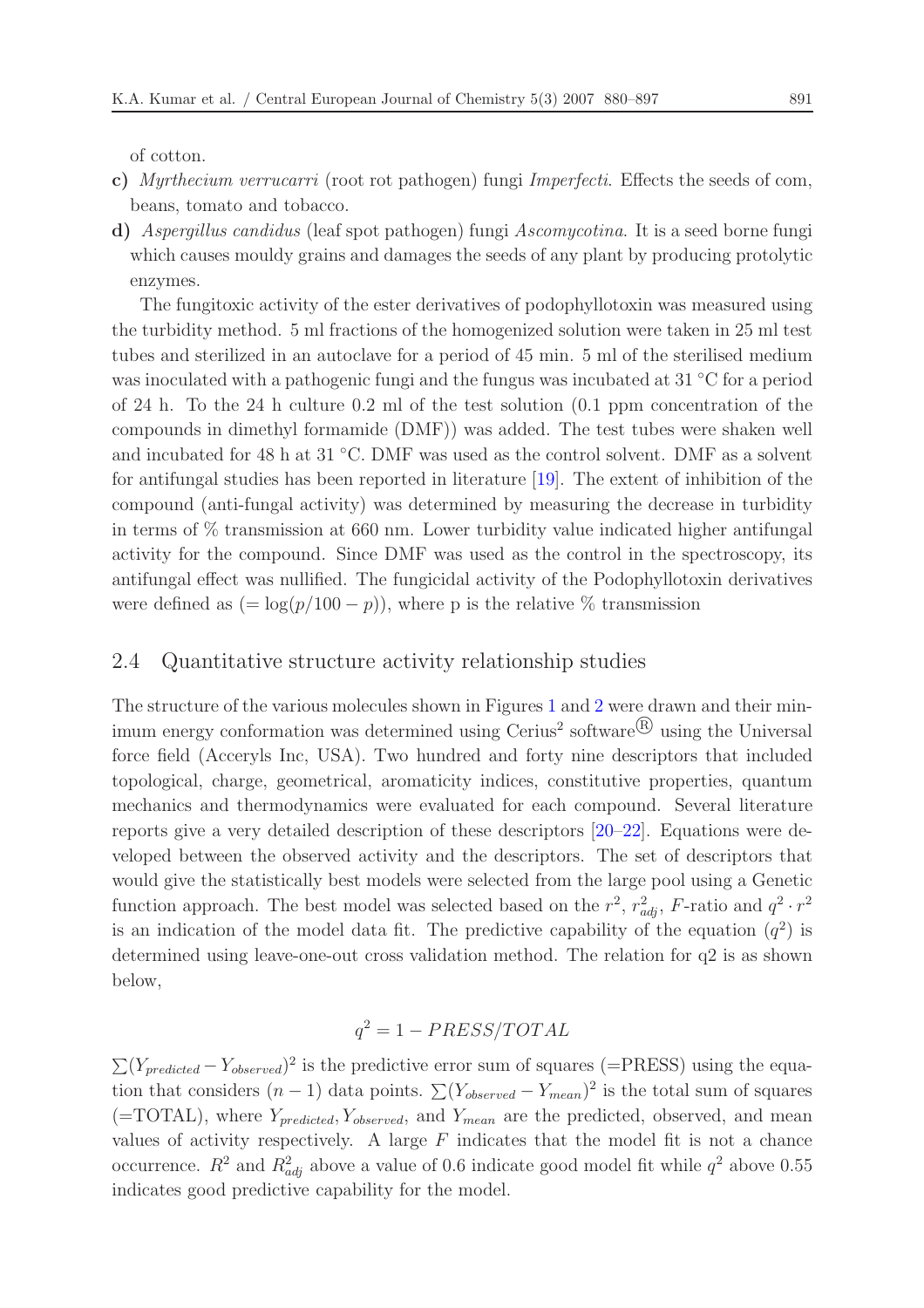of cotton.

**c)** *Myrthecium verrucarri* (root rot pathogen) fungi *Imperfecti*. Effects the seeds of com, beans, tomato and tobacco.

**d)** *Aspergillus candidus* (leaf spot pathogen) fungi *Ascomycotina*. It is a seed borne fungi which causes mouldy grains and damages the seeds of any plant by producing protolytic enzymes.

The fungitoxic activity of the ester derivatives of podophyllotoxin was measured using the turbidity method. 5 ml fractions of the homogenized solution were taken in 25 ml test tubes and sterilized in an autoclave for a period of 45 min. 5 ml of the sterilised medium was inoculated with a pathogenic fungi and the fungus was incubated at 31 °C for a period of 24 h. To the 24 h culture 0.2 ml of the test solution (0.1 ppm concentration of the compounds in dimethyl formamide (DMF)) was added. The test tubes were shaken well and incubated for 48 h at 31 °C. DMF was used as the control solvent. DMF as a solvent for antifungal studies has been reported in literature [19]. The extent of inhibition of the compound (anti-fungal activity) was determined by measuring the decrease in turbidity in terms of % transmission at 660 nm. Lower turbidity value indicated higher antifungal activity for the compound. Since DMF was used as the control in the spectroscopy, its antifungal effect was nullified. The fungicidal activity of the Podophyllotoxin derivatives were defined as $(= \log(p/100 - p))$, where p is the relative % transmission

## 2.4 Quantitative structure activity relationship studies

The structure of the various molecules shown in Figures 1 and 2 were drawn and their minimum energy conformation was determined using Cerius$^2$ software® using the Universal force field (Acceryls Inc, USA). Two hundred and forty nine descriptors that included topological, charge, geometrical, aromaticity indices, constitutive properties, quantum mechanics and thermodynamics were evaluated for each compound. Several literature reports give a very detailed description of these descriptors [20–22]. Equations were developed between the observed activity and the descriptors. The set of descriptors that would give the statistically best models were selected from the large pool using a Genetic function approach. The best model was selected based on the $r^2$, $r^2_{adj}$, $F$-ratio and $q^2 \cdot r^2$ is an indication of the model data fit. The predictive capability of the equation ($q^2$) is determined using leave-one-out cross validation method. The relation for q2 is as shown below,

$$q^2 = 1 - PRESS/TOTAL$$

$\sum(Y_{predicted} - Y_{observed})^2$ is the predictive error sum of squares (=PRESS) using the equation that considers $(n-1)$ data points. $\sum(Y_{observed} - Y_{mean})^2$ is the total sum of squares (=TOTAL), where $Y_{predicted}, Y_{observed}$, and $Y_{mean}$ are the predicted, observed, and mean values of activity respectively. A large $F$ indicates that the model fit is not a chance occurrence. $R^2$ and $R^2_{adj}$ above a value of 0.6 indicate good model fit while $q^2$ above 0.55 indicates good predictive capability for the model.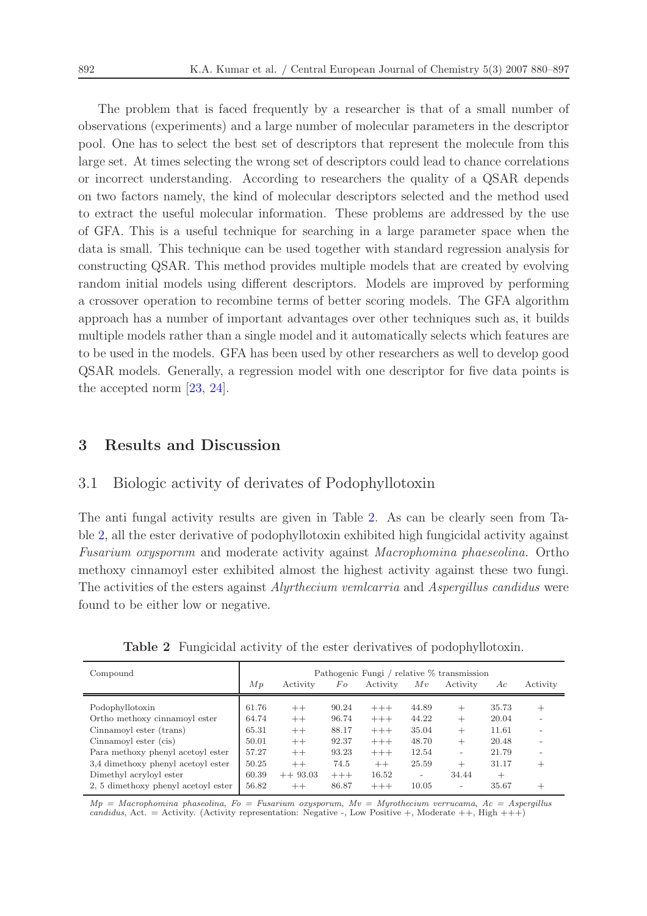The problem that is faced frequently by a researcher is that of a small number of observations (experiments) and a large number of molecular parameters in the descriptor pool. One has to select the best set of descriptors that represent the molecule from this large set. At times selecting the wrong set of descriptors could lead to chance correlations or incorrect understanding. According to researchers the quality of a QSAR depends on two factors namely, the kind of molecular descriptors selected and the method used to extract the useful molecular information. These problems are addressed by the use of GFA. This is a useful technique for searching in a large parameter space when the data is small. This technique can be used together with standard regression analysis for constructing QSAR. This method provides multiple models that are created by evolving random initial models using different descriptors. Models are improved by performing a crossover operation to recombine terms of better scoring models. The GFA algorithm approach has a number of important advantages over other techniques such as, it builds multiple models rather than a single model and it automatically selects which features are to be used in the models. GFA has been used by other researchers as well to develop good QSAR models. Generally, a regression model with one descriptor for five data points is the accepted norm [23, 24].

# 3 Results and Discussion

## 3.1 Biologic activity of derivates of Podophyllotoxin

The anti fungal activity results are given in Table 2. As can be clearly seen from Table 2, all the ester derivative of podophyllotoxin exhibited high fungicidal activity against *Fusarium oxyspornm* and moderate activity against *Macrophomina phaeseolina.* Ortho methoxy cinnamoyl ester exhibited almost the highest activity against these two fungi. The activities of the esters against *Alyrthecium vemlcarria* and *Aspergillus candidus* were found to be either low or negative.

**Table 2** Fungicidal activity of the ester derivatives of podophyllotoxin.

| Compound | Pathogenic Fungi / relative % transmission | | | | | | | |
|---|---|---|---|---|---|---|---|---|
| | *Mp* | Activity | *Fo* | Activity | *Mv* | Activity | *Ac* | Activity |
| Podophyllotoxin | 61.76 | ++ | 90.24 | +++ | 44.89 | + | 35.73 | + |
| Ortho methoxy cinnamoyl ester | 64.74 | ++ | 96.74 | +++ | 44.22 | + | 20.04 | - |
| Cinnamoyl ester (trans) | 65.31 | ++ | 88.17 | +++ | 35.04 | + | 11.61 | - |
| Cinnamoyl ester (cis) | 50.01 | ++ | 92.37 | +++ | 48.70 | + | 20.48 | - |
| Para methoxy phenyl acetoyl ester | 57.27 | ++ | 93.23 | +++ | 12.54 | - | 21.79 | - |
| 3,4 dimethoxy phenyl acetoyl ester | 50.25 | ++ | 74.5 | ++ | 25.59 | + | 31.17 | + |
| Dimethyl acryloyl ester | 60.39 | ++ 93.03 | +++ | 16.52 | - | 34.44 | + | |
| 2, 5 dimethoxy phenyl acetoyl ester | 56.82 | ++ | 86.87 | +++ | 10.05 | - | 35.67 | + |

*Mp* = *Macrophomina phaseolina*, *Fo* = *Fusarium oxysporum*, *Mv* = *Myrothecium verrucama*, *Ac* = *Aspergillus candidus*, Act. = Activity. (Activity representation: Negative -, Low Positive +, Moderate ++, High +++)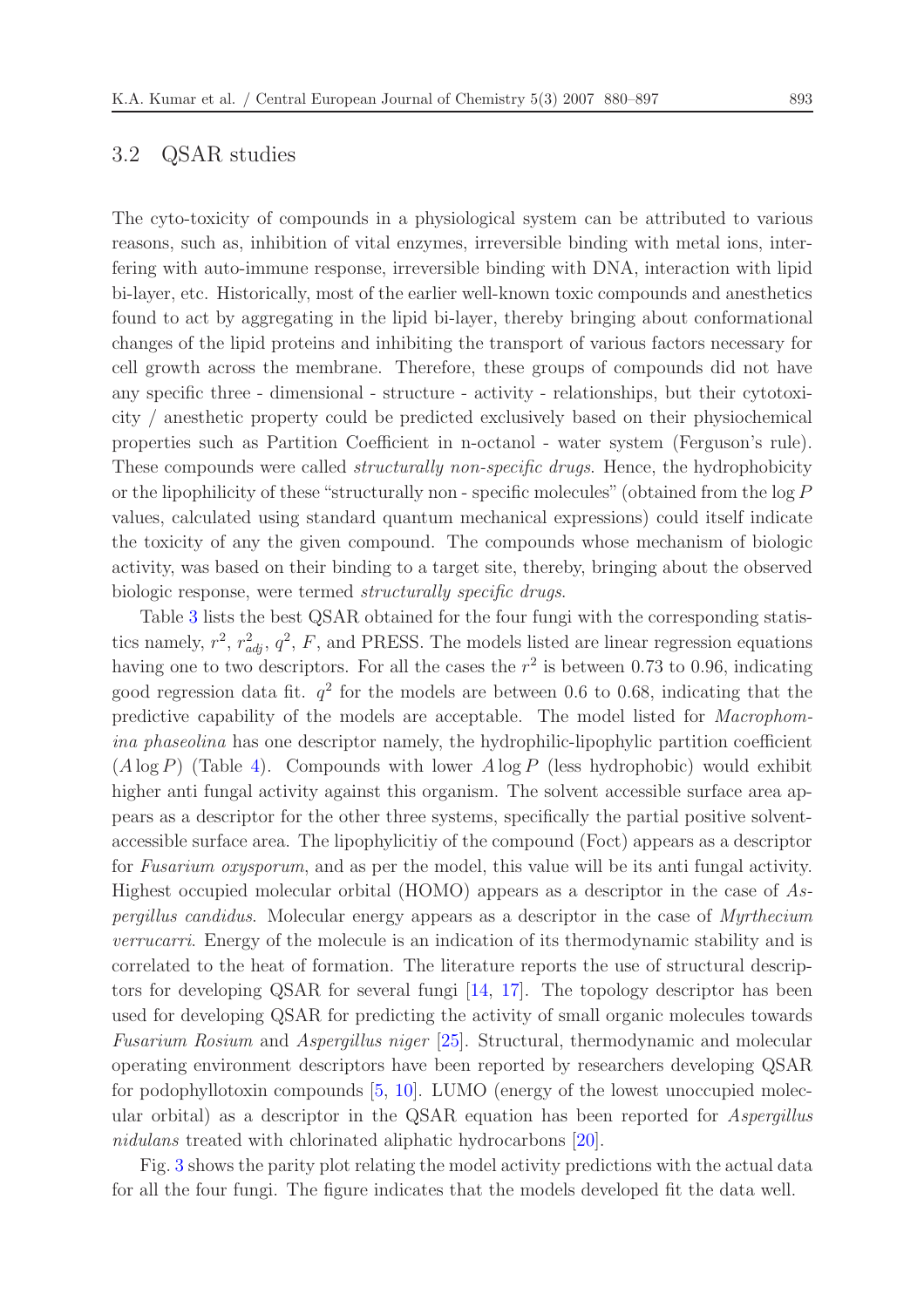## 3.2 QSAR studies

The cyto-toxicity of compounds in a physiological system can be attributed to various reasons, such as, inhibition of vital enzymes, irreversible binding with metal ions, interfering with auto-immune response, irreversible binding with DNA, interaction with lipid bi-layer, etc. Historically, most of the earlier well-known toxic compounds and anesthetics found to act by aggregating in the lipid bi-layer, thereby bringing about conformational changes of the lipid proteins and inhibiting the transport of various factors necessary for cell growth across the membrane. Therefore, these groups of compounds did not have any specific three - dimensional - structure - activity - relationships, but their cytotoxicity / anesthetic property could be predicted exclusively based on their physiochemical properties such as Partition Coefficient in n-octanol - water system (Ferguson's rule). These compounds were called *structurally non-specific drugs*. Hence, the hydrophobicity or the lipophilicity of these "structurally non - specific molecules" (obtained from the $\log P$ values, calculated using standard quantum mechanical expressions) could itself indicate the toxicity of any the given compound. The compounds whose mechanism of biologic activity, was based on their binding to a target site, thereby, bringing about the observed biologic response, were termed *structurally specific drugs*.

Table 3 lists the best QSAR obtained for the four fungi with the corresponding statistics namely, $r^2$, $r^2_{adj}$, $q^2$, $F$, and PRESS. The models listed are linear regression equations having one to two descriptors. For all the cases the $r^2$ is between 0.73 to 0.96, indicating good regression data fit. $q^2$ for the models are between 0.6 to 0.68, indicating that the predictive capability of the models are acceptable. The model listed for *Macrophomina phaseolina* has one descriptor namely, the hydrophilic-lipophylic partition coefficient ($A\log P$) (Table 4). Compounds with lower $A\log P$ (less hydrophobic) would exhibit higher anti fungal activity against this organism. The solvent accessible surface area appears as a descriptor for the other three systems, specifically the partial positive solvent-accessible surface area. The lipophylicitiy of the compound (Foct) appears as a descriptor for *Fusarium oxysporum*, and as per the model, this value will be its anti fungal activity. Highest occupied molecular orbital (HOMO) appears as a descriptor in the case of *Aspergillus candidus*. Molecular energy appears as a descriptor in the case of *Myrthecium verrucarri*. Energy of the molecule is an indication of its thermodynamic stability and is correlated to the heat of formation. The literature reports the use of structural descriptors for developing QSAR for several fungi [14, 17]. The topology descriptor has been used for developing QSAR for predicting the activity of small organic molecules towards *Fusarium Rosium* and *Aspergillus niger* [25]. Structural, thermodynamic and molecular operating environment descriptors have been reported by researchers developing QSAR for podophyllotoxin compounds [5, 10]. LUMO (energy of the lowest unoccupied molecular orbital) as a descriptor in the QSAR equation has been reported for *Aspergillus nidulans* treated with chlorinated aliphatic hydrocarbons [20].

Fig. 3 shows the parity plot relating the model activity predictions with the actual data for all the four fungi. The figure indicates that the models developed fit the data well.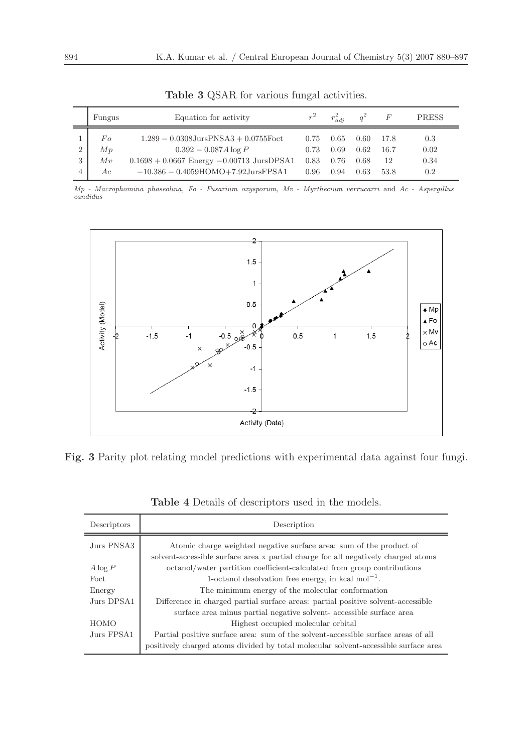**Table 3** QSAR for various fungal activities.

| | Fungus | Equation for activity | $r^2$ | $r^2_{adj}$ | $q^2$ | $F$ | PRESS |
|---|---|---|---|---|---|---|---|
| 1 | $Fo$ | $1.289 - 0.0308$JursPNSA3 $+ 0.0755$Foct | 0.75 | 0.65 | 0.60 | 17.8 | 0.3 |
| 2 | $Mp$ | $0.392 - 0.087 A\log P$ | 0.73 | 0.69 | 0.62 | 16.7 | 0.02 |
| 3 | $Mv$ | $0.1698 + 0.0667$ Energy $-0.00713$ JursDPSA1 | 0.83 | 0.76 | 0.68 | 12 | 0.34 |
| 4 | $Ac$ | $-10.386 - 0.4059$HOMO$+7.92$JursFPSA1 | 0.96 | 0.94 | 0.63 | 53.8 | 0.2 |

*Mp - Macrophomina phaseolina, Fo - Fusarium oxysporum, Mv - Myrthecium verrucarri* and *Ac - Aspergillus candidus*

Activity (Model)

Activity (Data)

2
1.5
1
0.5
0
-0.5
-1
-1.5
-2

-2 -1.5 -1 -0.5 0 0.5 1 1.5 2

◆ Mp
▲ Fo
× Mv
○ Ac

**Fig. 3** Parity plot relating model predictions with experimental data against four fungi.

**Table 4** Details of descriptors used in the models.

| Descriptors | Description |
|---|---|
| Jurs PNSA3 | Atomic charge weighted negative surface area: sum of the product of solvent-accessible surface area x partial charge for all negatively charged atoms |
| $A\log P$ | octanol/water partition coefficient-calculated from group contributions |
| Foct | 1-octanol desolvation free energy, in kcal $mol^{-1}$. |
| Energy | The minimum energy of the molecular conformation |
| Jurs DPSA1 | Difference in charged partial surface areas: partial positive solvent-accessible surface area minus partial negative solvent- accessible surface area |
| HOMO | Highest occupied molecular orbital |
| Jurs FPSA1 | Partial positive surface area: sum of the solvent-accessible surface areas of all positively charged atoms divided by total molecular solvent-accessible surface area |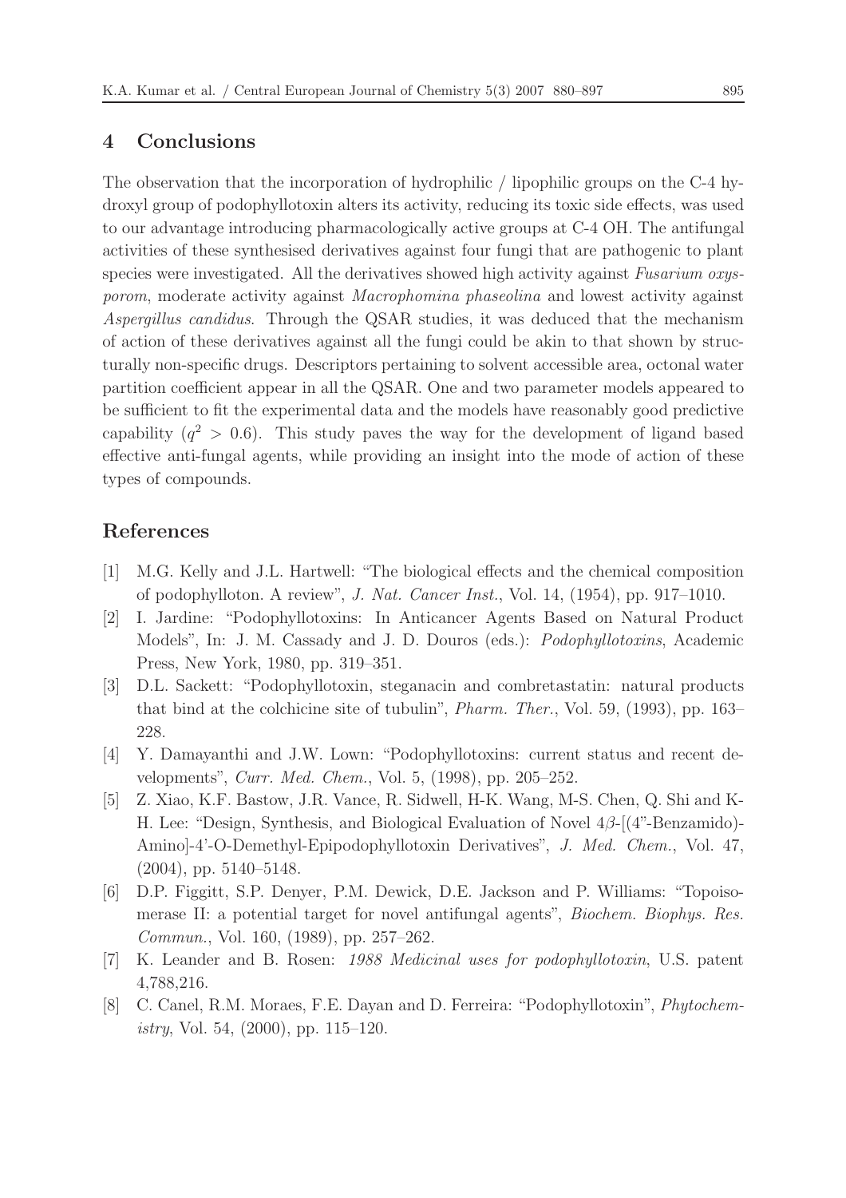## 4 Conclusions

The observation that the incorporation of hydrophilic / lipophilic groups on the C-4 hydroxyl group of podophyllotoxin alters its activity, reducing its toxic side effects, was used to our advantage introducing pharmacologically active groups at C-4 OH. The antifungal activities of these synthesised derivatives against four fungi that are pathogenic to plant species were investigated. All the derivatives showed high activity against *Fusarium oxysporom*, moderate activity against *Macrophomina phaseolina* and lowest activity against *Aspergillus candidus*. Through the QSAR studies, it was deduced that the mechanism of action of these derivatives against all the fungi could be akin to that shown by structurally non-specific drugs. Descriptors pertaining to solvent accessible area, octonal water partition coefficient appear in all the QSAR. One and two parameter models appeared to be sufficient to fit the experimental data and the models have reasonably good predictive capability ($q^2 > 0.6$). This study paves the way for the development of ligand based effective anti-fungal agents, while providing an insight into the mode of action of these types of compounds.

## References

[1] M.G. Kelly and J.L. Hartwell: "The biological effects and the chemical composition of podophylloton. A review", *J. Nat. Cancer Inst.*, Vol. 14, (1954), pp. 917–1010.

[2] I. Jardine: "Podophyllotoxins: In Anticancer Agents Based on Natural Product Models", In: J. M. Cassady and J. D. Douros (eds.): *Podophyllotoxins*, Academic Press, New York, 1980, pp. 319–351.

[3] D.L. Sackett: "Podophyllotoxin, steganacin and combretastatin: natural products that bind at the colchicine site of tubulin", *Pharm. Ther.*, Vol. 59, (1993), pp. 163–228.

[4] Y. Damayanthi and J.W. Lown: "Podophyllotoxins: current status and recent developments", *Curr. Med. Chem.*, Vol. 5, (1998), pp. 205–252.

[5] Z. Xiao, K.F. Bastow, J.R. Vance, R. Sidwell, H-K. Wang, M-S. Chen, Q. Shi and K-H. Lee: "Design, Synthesis, and Biological Evaluation of Novel 4$\beta$-[(4"-Benzamido)-Amino]-4'-O-Demethyl-Epipodophyllotoxin Derivatives", *J. Med. Chem.*, Vol. 47, (2004), pp. 5140–5148.

[6] D.P. Figgitt, S.P. Denyer, P.M. Dewick, D.E. Jackson and P. Williams: "Topoisomerase II: a potential target for novel antifungal agents", *Biochem. Biophys. Res. Commun.*, Vol. 160, (1989), pp. 257–262.

[7] K. Leander and B. Rosen: *1988 Medicinal uses for podophyllotoxin*, U.S. patent 4,788,216.

[8] C. Canel, R.M. Moraes, F.E. Dayan and D. Ferreira: "Podophyllotoxin", *Phytochemistry*, Vol. 54, (2000), pp. 115–120.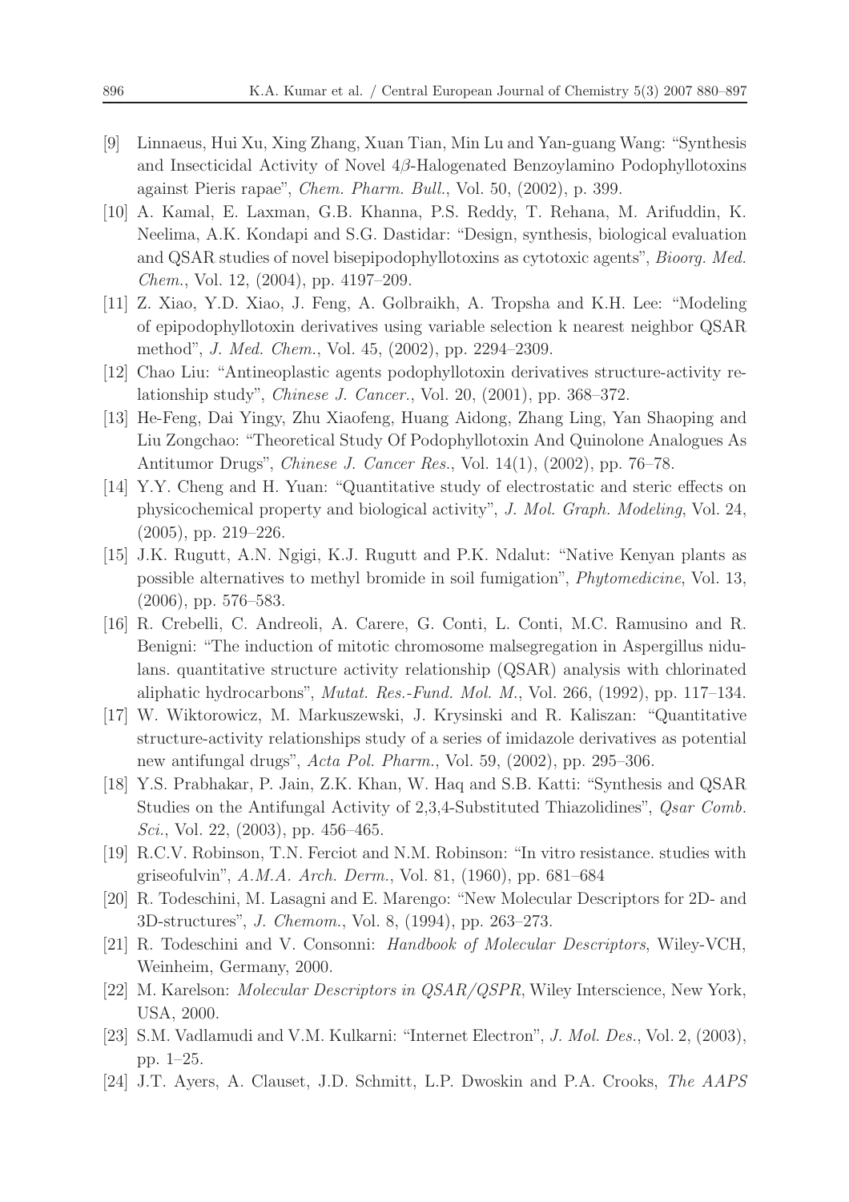[9] Linnaeus, Hui Xu, Xing Zhang, Xuan Tian, Min Lu and Yan-guang Wang: "Synthesis and Insecticidal Activity of Novel $4\beta$-Halogenated Benzoylamino Podophyllotoxins against Pieris rapae", *Chem. Pharm. Bull.*, Vol. 50, (2002), p. 399.

[10] A. Kamal, E. Laxman, G.B. Khanna, P.S. Reddy, T. Rehana, M. Arifuddin, K. Neelima, A.K. Kondapi and S.G. Dastidar: "Design, synthesis, biological evaluation and QSAR studies of novel bisepipodophyllotoxins as cytotoxic agents", *Bioorg. Med. Chem.*, Vol. 12, (2004), pp. 4197–209.

[11] Z. Xiao, Y.D. Xiao, J. Feng, A. Golbraikh, A. Tropsha and K.H. Lee: "Modeling of epipodophyllotoxin derivatives using variable selection k nearest neighbor QSAR method", *J. Med. Chem.*, Vol. 45, (2002), pp. 2294–2309.

[12] Chao Liu: "Antineoplastic agents podophyllotoxin derivatives structure-activity relationship study", *Chinese J. Cancer.*, Vol. 20, (2001), pp. 368–372.

[13] He-Feng, Dai Yingy, Zhu Xiaofeng, Huang Aidong, Zhang Ling, Yan Shaoping and Liu Zongchao: "Theoretical Study Of Podophyllotoxin And Quinolone Analogues As Antitumor Drugs", *Chinese J. Cancer Res.*, Vol. 14(1), (2002), pp. 76–78.

[14] Y.Y. Cheng and H. Yuan: "Quantitative study of electrostatic and steric effects on physicochemical property and biological activity", *J. Mol. Graph. Modeling*, Vol. 24, (2005), pp. 219–226.

[15] J.K. Rugutt, A.N. Ngigi, K.J. Rugutt and P.K. Ndalut: "Native Kenyan plants as possible alternatives to methyl bromide in soil fumigation", *Phytomedicine*, Vol. 13, (2006), pp. 576–583.

[16] R. Crebelli, C. Andreoli, A. Carere, G. Conti, L. Conti, M.C. Ramusino and R. Benigni: "The induction of mitotic chromosome malsegregation in Aspergillus nidulans. quantitative structure activity relationship (QSAR) analysis with chlorinated aliphatic hydrocarbons", *Mutat. Res.-Fund. Mol. M.*, Vol. 266, (1992), pp. 117–134.

[17] W. Wiktorowicz, M. Markuszewski, J. Krysinski and R. Kaliszan: "Quantitative structure-activity relationships study of a series of imidazole derivatives as potential new antifungal drugs", *Acta Pol. Pharm.*, Vol. 59, (2002), pp. 295–306.

[18] Y.S. Prabhakar, P. Jain, Z.K. Khan, W. Haq and S.B. Katti: "Synthesis and QSAR Studies on the Antifungal Activity of 2,3,4-Substituted Thiazolidines", *Qsar Comb. Sci.*, Vol. 22, (2003), pp. 456–465.

[19] R.C.V. Robinson, T.N. Ferciot and N.M. Robinson: "In vitro resistance. studies with griseofulvin", *A.M.A. Arch. Derm.*, Vol. 81, (1960), pp. 681–684

[20] R. Todeschini, M. Lasagni and E. Marengo: "New Molecular Descriptors for 2D- and 3D-structures", *J. Chemom.*, Vol. 8, (1994), pp. 263–273.

[21] R. Todeschini and V. Consonni: *Handbook of Molecular Descriptors*, Wiley-VCH, Weinheim, Germany, 2000.

[22] M. Karelson: *Molecular Descriptors in QSAR/QSPR*, Wiley Interscience, New York, USA, 2000.

[23] S.M. Vadlamudi and V.M. Kulkarni: "Internet Electron", *J. Mol. Des.*, Vol. 2, (2003), pp. 1–25.

[24] J.T. Ayers, A. Clauset, J.D. Schmitt, L.P. Dwoskin and P.A. Crooks, *The AAPS*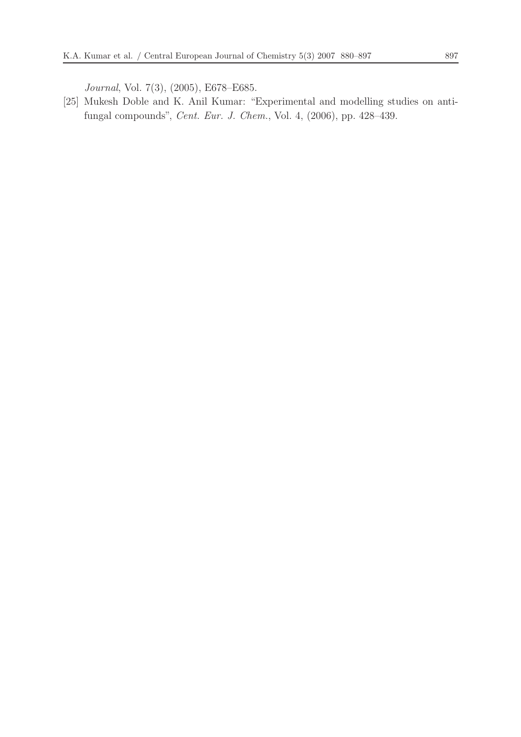*Journal*, Vol. 7(3), (2005), E678–E685.

[25] Mukesh Doble and K. Anil Kumar: "Experimental and modelling studies on antifungal compounds", *Cent. Eur. J. Chem.*, Vol. 4, (2006), pp. 428–439.